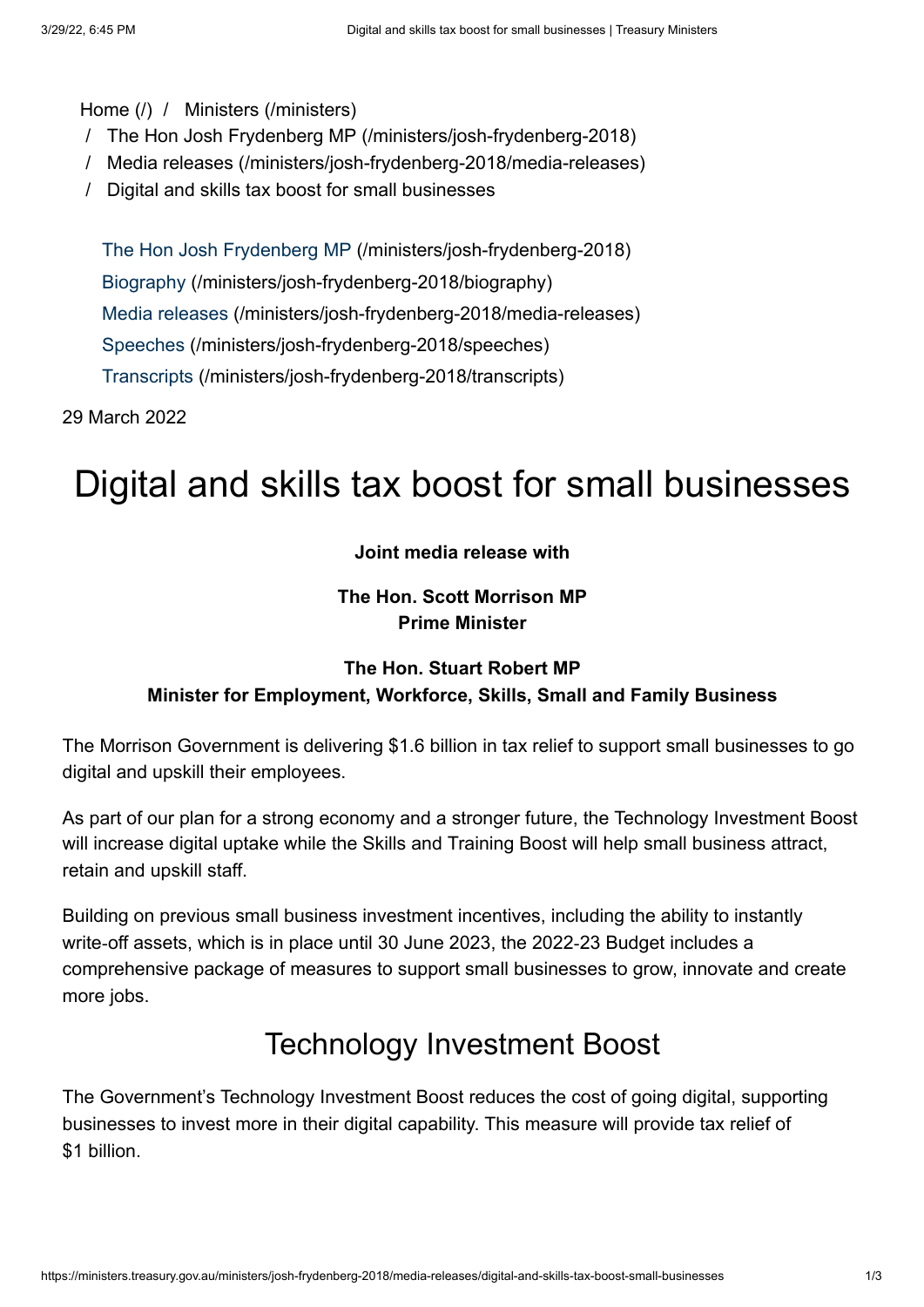Home (/) / Ministers (/ministers)
/ The Hon Josh Frydenberg MP (/ministers/josh-frydenberg-2018)
/ Media releases (/ministers/josh-frydenberg-2018/media-releases)
/ Digital and skills tax boost for small businesses

The Hon Josh Frydenberg MP (/ministers/josh-frydenberg-2018)
Biography (/ministers/josh-frydenberg-2018/biography)
Media releases (/ministers/josh-frydenberg-2018/media-releases)
Speeches (/ministers/josh-frydenberg-2018/speeches)
Transcripts (/ministers/josh-frydenberg-2018/transcripts)

29 March 2022

# Digital and skills tax boost for small businesses

**Joint media release with**

**The Hon. Scott Morrison MP**
**Prime Minister**

**The Hon. Stuart Robert MP**
**Minister for Employment, Workforce, Skills, Small and Family Business**

The Morrison Government is delivering $1.6 billion in tax relief to support small businesses to go digital and upskill their employees.

As part of our plan for a strong economy and a stronger future, the Technology Investment Boost will increase digital uptake while the Skills and Training Boost will help small business attract, retain and upskill staff.

Building on previous small business investment incentives, including the ability to instantly write-off assets, which is in place until 30 June 2023, the 2022-23 Budget includes a comprehensive package of measures to support small businesses to grow, innovate and create more jobs.

## Technology Investment Boost

The Government's Technology Investment Boost reduces the cost of going digital, supporting businesses to invest more in their digital capability. This measure will provide tax relief of $1 billion.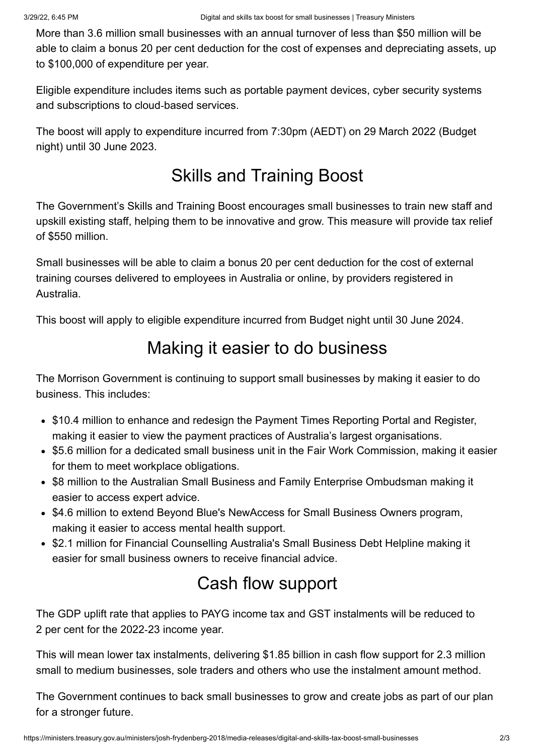More than 3.6 million small businesses with an annual turnover of less than $50 million will be able to claim a bonus 20 per cent deduction for the cost of expenses and depreciating assets, up to $100,000 of expenditure per year.

Eligible expenditure includes items such as portable payment devices, cyber security systems and subscriptions to cloud-based services.

The boost will apply to expenditure incurred from 7:30pm (AEDT) on 29 March 2022 (Budget night) until 30 June 2023.

## Skills and Training Boost

The Government's Skills and Training Boost encourages small businesses to train new staff and upskill existing staff, helping them to be innovative and grow. This measure will provide tax relief of $550 million.

Small businesses will be able to claim a bonus 20 per cent deduction for the cost of external training courses delivered to employees in Australia or online, by providers registered in Australia.

This boost will apply to eligible expenditure incurred from Budget night until 30 June 2024.

## Making it easier to do business

The Morrison Government is continuing to support small businesses by making it easier to do business. This includes:

- $10.4 million to enhance and redesign the Payment Times Reporting Portal and Register, making it easier to view the payment practices of Australia's largest organisations.
- $5.6 million for a dedicated small business unit in the Fair Work Commission, making it easier for them to meet workplace obligations.
- $8 million to the Australian Small Business and Family Enterprise Ombudsman making it easier to access expert advice.
- $4.6 million to extend Beyond Blue's NewAccess for Small Business Owners program, making it easier to access mental health support.
- $2.1 million for Financial Counselling Australia's Small Business Debt Helpline making it easier for small business owners to receive financial advice.

## Cash flow support

The GDP uplift rate that applies to PAYG income tax and GST instalments will be reduced to 2 per cent for the 2022-23 income year.

This will mean lower tax instalments, delivering $1.85 billion in cash flow support for 2.3 million small to medium businesses, sole traders and others who use the instalment amount method.

The Government continues to back small businesses to grow and create jobs as part of our plan for a stronger future.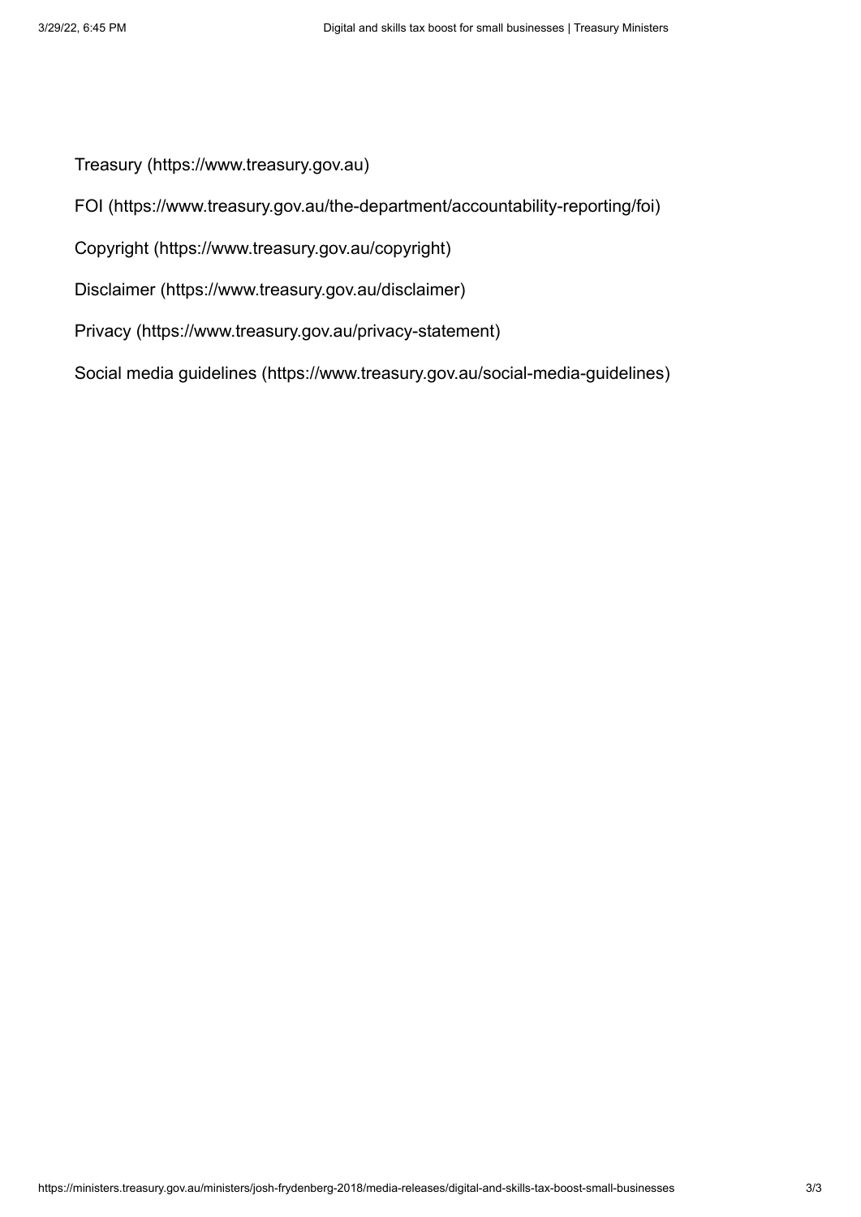Treasury (https://www.treasury.gov.au)

FOI (https://www.treasury.gov.au/the-department/accountability-reporting/foi)

Copyright (https://www.treasury.gov.au/copyright)

Disclaimer (https://www.treasury.gov.au/disclaimer)

Privacy (https://www.treasury.gov.au/privacy-statement)

Social media guidelines (https://www.treasury.gov.au/social-media-guidelines)